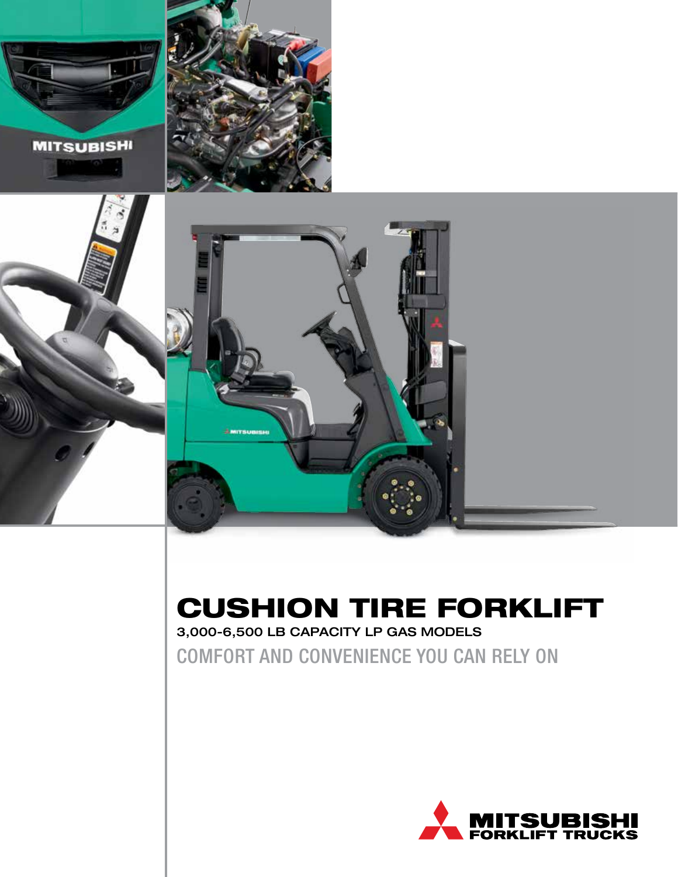# CUSHION TIRE FORKLIFT

3,000-6,500 LB CAPACITY LP GAS MODELS

## COMFORT AND CONVENIENCE YOU CAN RELY ON

MITSUBISHI FORKLIFT TRUCKS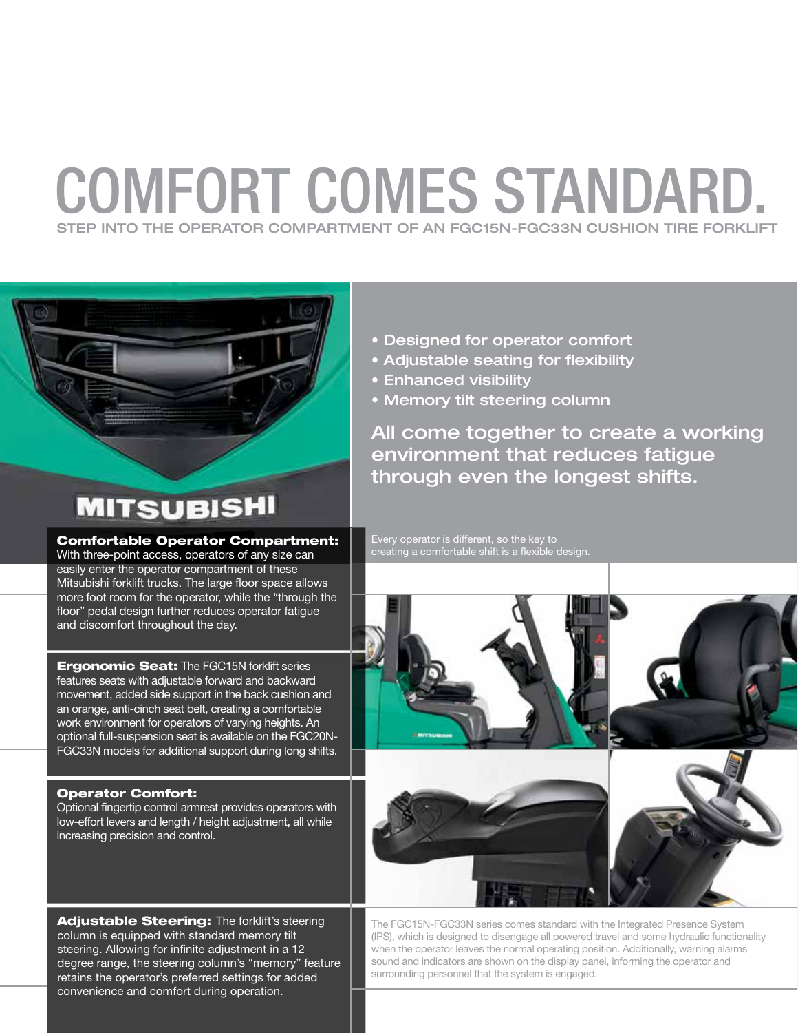# COMFORT COMES STANDARD.

## STEP INTO THE OPERATOR COMPARTMENT OF AN FGC15N-FGC33N CUSHION TIRE FORKLIFT

- Designed for operator comfort
- Adjustable seating for flexibility
- Enhanced visibility
- Memory tilt steering column

**All come together to create a working environment that reduces fatigue through even the longest shifts.**

Every operator is different, so the key to creating a comfortable shift is a flexible design.

**Comfortable Operator Compartment:** With three-point access, operators of any size can easily enter the operator compartment of these Mitsubishi forklift trucks. The large floor space allows more foot room for the operator, while the "through the floor" pedal design further reduces operator fatigue and discomfort throughout the day.

**Ergonomic Seat:** The FGC15N forklift series features seats with adjustable forward and backward movement, added side support in the back cushion and an orange, anti-cinch seat belt, creating a comfortable work environment for operators of varying heights. An optional full-suspension seat is available on the FGC20N-FGC33N models for additional support during long shifts.

**Operator Comfort:** Optional fingertip control armrest provides operators with low-effort levers and length / height adjustment, all while increasing precision and control.

**Adjustable Steering:** The forklift's steering column is equipped with standard memory tilt steering. Allowing for infinite adjustment in a 12 degree range, the steering column's "memory" feature retains the operator's preferred settings for added convenience and comfort during operation.

The FGC15N-FGC33N series comes standard with the Integrated Presence System (IPS), which is designed to disengage all powered travel and some hydraulic functionality when the operator leaves the normal operating position. Additionally, warning alarms sound and indicators are shown on the display panel, informing the operator and surrounding personnel that the system is engaged.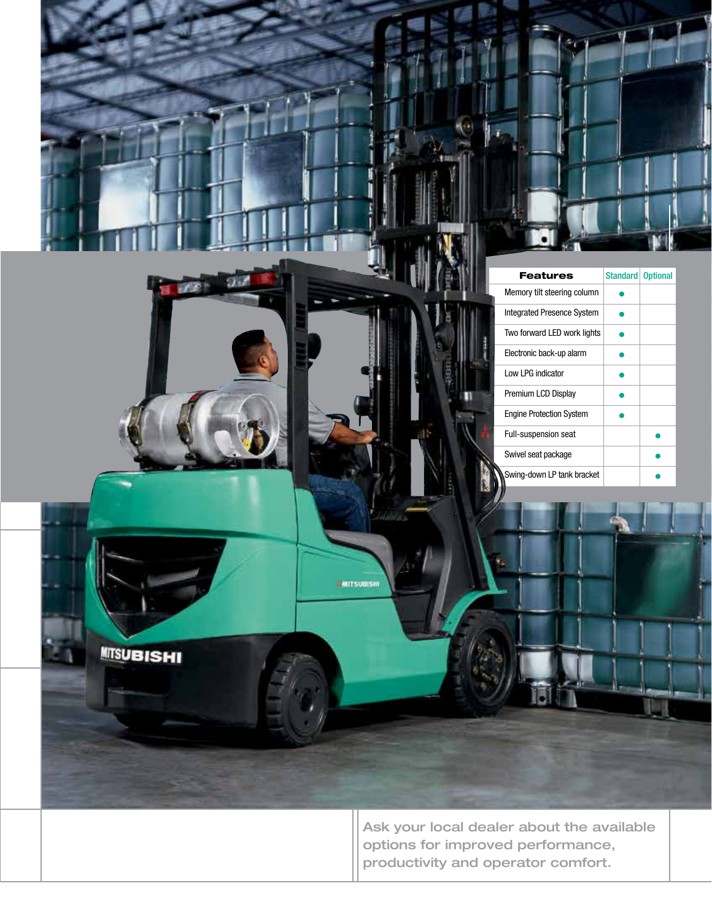| Features | Standard | Optional |
|---|---|---|
| Memory tilt steering column | ● | |
| Integrated Presence System | ● | |
| Two forward LED work lights | ● | |
| Electronic back-up alarm | ● | |
| Low LPG indicator | ● | |
| Premium LCD Display | ● | |
| Engine Protection System | ● | |
| Full-suspension seat | | ● |
| Swivel seat package | | ● |
| Swing-down LP tank bracket | | ● |

Ask your local dealer about the available options for improved performance, productivity and operator comfort.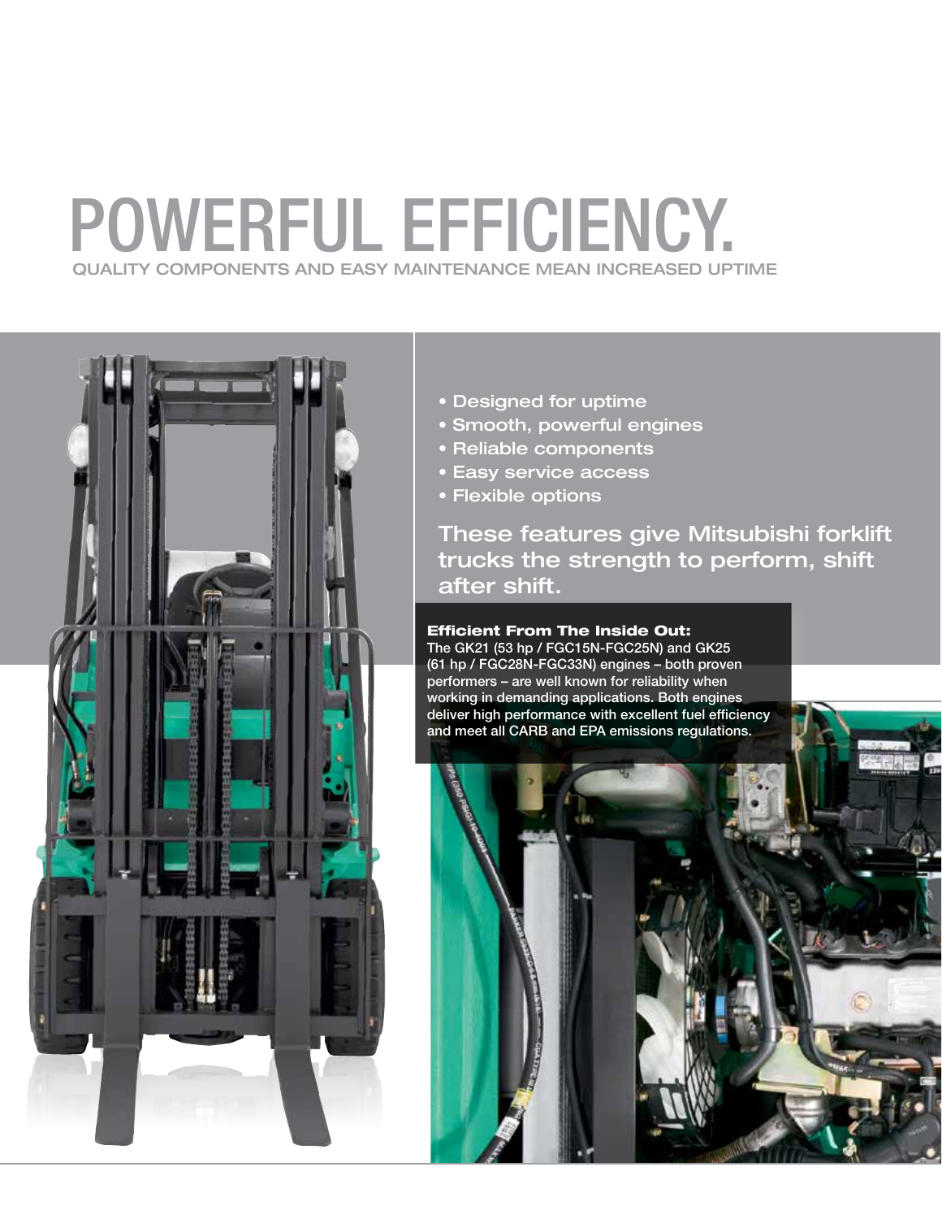# POWERFUL EFFICIENCY.

## QUALITY COMPONENTS AND EASY MAINTENANCE MEAN INCREASED UPTIME

- Designed for uptime
- Smooth, powerful engines
- Reliable components
- Easy service access
- Flexible options

These features give Mitsubishi forklift trucks the strength to perform, shift after shift.

**Efficient From The Inside Out:**
The GK21 (53 hp / FGC15N-FGC25N) and GK25 (61 hp / FGC28N-FGC33N) engines – both proven performers – are well known for reliability when working in demanding applications. Both engines deliver high performance with excellent fuel efficiency and meet all CARB and EPA emissions regulations.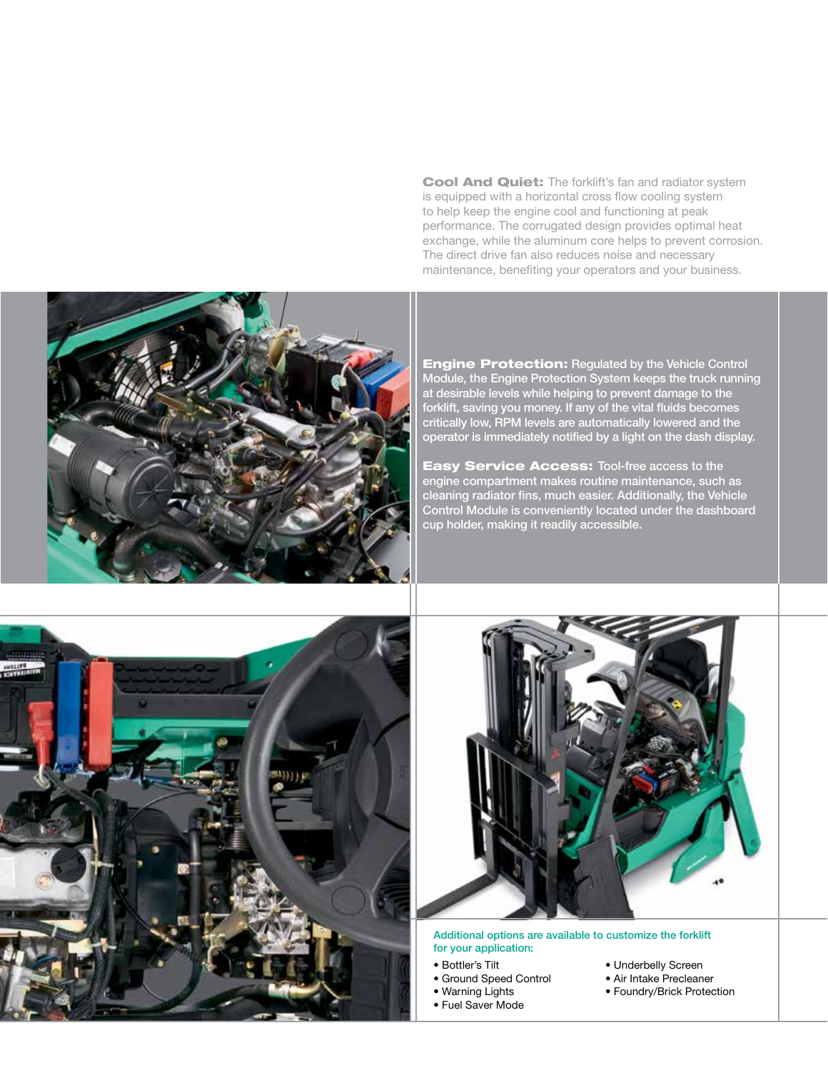**Cool And Quiet:** The forklift's fan and radiator system is equipped with a horizontal cross flow cooling system to help keep the engine cool and functioning at peak performance. The corrugated design provides optimal heat exchange, while the aluminum core helps to prevent corrosion. The direct drive fan also reduces noise and necessary maintenance, benefiting your operators and your business.

**Engine Protection:** Regulated by the Vehicle Control Module, the Engine Protection System keeps the truck running at desirable levels while helping to prevent damage to the forklift, saving you money. If any of the vital fluids becomes critically low, RPM levels are automatically lowered and the operator is immediately notified by a light on the dash display.

**Easy Service Access:** Tool-free access to the engine compartment makes routine maintenance, such as cleaning radiator fins, much easier. Additionally, the Vehicle Control Module is conveniently located under the dashboard cup holder, making it readily accessible.

Additional options are available to customize the forklift for your application:

- Bottler's Tilt
- Ground Speed Control
- Warning Lights
- Fuel Saver Mode
- Underbelly Screen
- Air Intake Precleaner
- Foundry/Brick Protection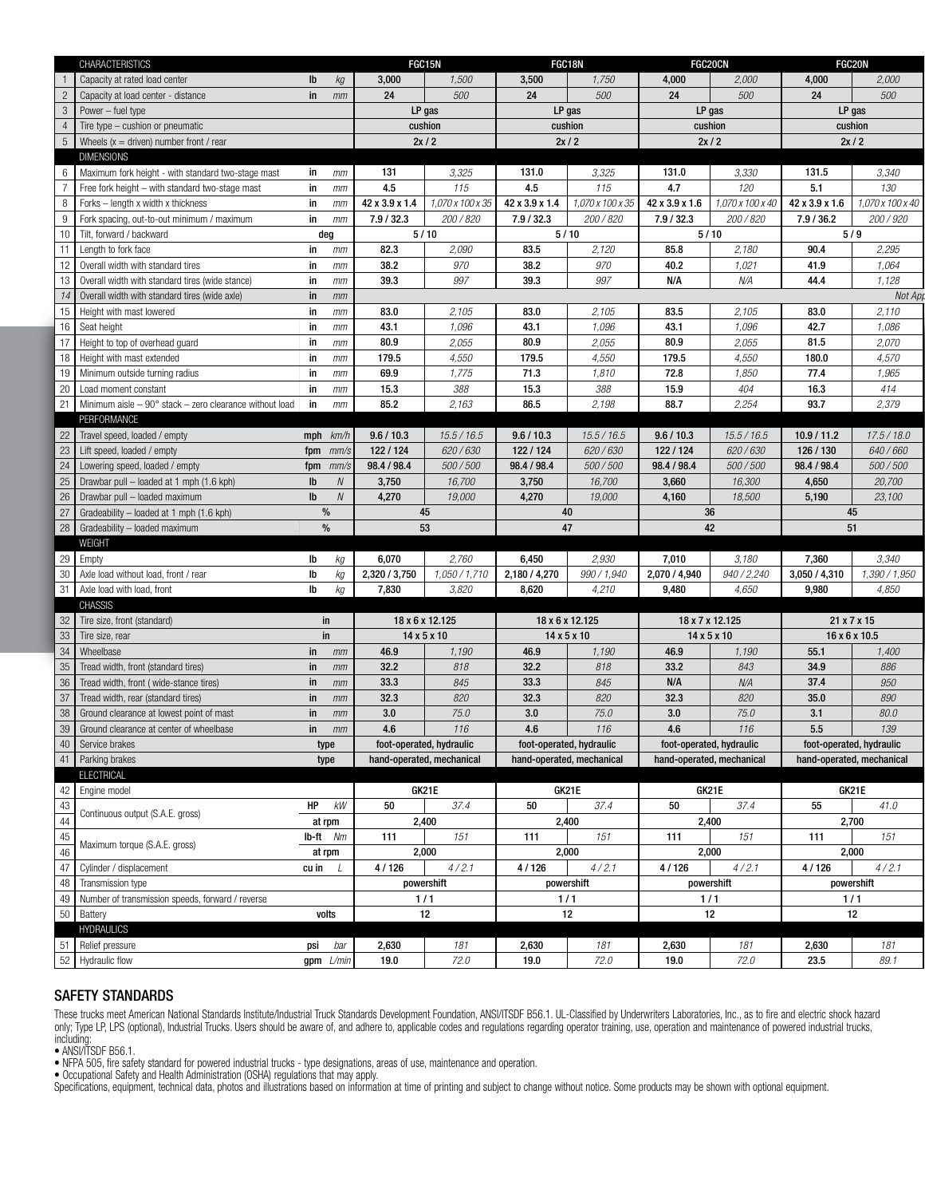| | CHARACTERISTICS | | | FGC15N | | FGC18N | | FGC20CN | | FGC20N | |
|---|---|---|---|---|---|---|---|---|---|---|---|
| 1 | Capacity at rated load center | lb | kg | 3,000 | 1,500 | 3,500 | 1,750 | 4,000 | 2,000 | 4,000 | 2,000 |
| 2 | Capacity at load center - distance | in | mm | 24 | 500 | 24 | 500 | 24 | 500 | 24 | 500 |
| 3 | Power – fuel type | | | LP gas | | LP gas | | LP gas | | LP gas | |
| 4 | Tire type – cushion or pneumatic | | | cushion | | cushion | | cushion | | cushion | |
| 5 | Wheels (x = driven) number front / rear | | | 2x / 2 | | 2x / 2 | | 2x / 2 | | 2x / 2 | |
| | DIMENSIONS | | | | | | | | | | |
| 6 | Maximum fork height - with standard two-stage mast | in | mm | 131 | 3,325 | 131.0 | 3,325 | 131.0 | 3,330 | 131.5 | 3,340 |
| 7 | Free fork height – with standard two-stage mast | in | mm | 4.5 | 115 | 4.5 | 115 | 4.7 | 120 | 5.1 | 130 |
| 8 | Forks – length x width x thickness | in | mm | 42 x 3.9 x 1.4 | 1,070 x 100 x 35 | 42 x 3.9 x 1.4 | 1,070 x 100 x 35 | 42 x 3.9 x 1.6 | 1,070 x 100 x 40 | 42 x 3.9 x 1.6 | 1,070 x 100 x 40 |
| 9 | Fork spacing, out-to-out minimum / maximum | in | mm | 7.9 / 32.3 | 200 / 820 | 7.9 / 32.3 | 200 / 820 | 7.9 / 32.3 | 200 / 820 | 7.9 / 36.2 | 200 / 920 |
| 10 | Tilt, forward / backward | deg | | 5 / 10 | | 5 / 10 | | 5 / 10 | | 5 / 9 | |
| 11 | Length to fork face | in | mm | 82.3 | 2,090 | 83.5 | 2,120 | 85.8 | 2,180 | 90.4 | 2,295 |
| 12 | Overall width with standard tires | in | mm | 38.2 | 970 | 38.2 | 970 | 40.2 | 1,021 | 41.9 | 1,064 |
| 13 | Overall width with standard tires (wide stance) | in | mm | 39.3 | 997 | 39.3 | 997 | N/A | N/A | 44.4 | 1,128 |
| 14 | Overall width with standard tires (wide axle) | in | mm | | | | | | | | Not App |
| 15 | Height with mast lowered | in | mm | 83.0 | 2,105 | 83.0 | 2,105 | 83.5 | 2,105 | 83.0 | 2,110 |
| 16 | Seat height | in | mm | 43.1 | 1,096 | 43.1 | 1,096 | 43.1 | 1,096 | 42.7 | 1,086 |
| 17 | Height to top of overhead guard | in | mm | 80.9 | 2,055 | 80.9 | 2,055 | 80.9 | 2,055 | 81.5 | 2,070 |
| 18 | Height with mast extended | in | mm | 179.5 | 4,550 | 179.5 | 4,550 | 179.5 | 4,550 | 180.0 | 4,570 |
| 19 | Minimum outside turning radius | in | mm | 69.9 | 1,775 | 71.3 | 1,810 | 72.8 | 1,850 | 77.4 | 1,965 |
| 20 | Load moment constant | in | mm | 15.3 | 388 | 15.3 | 388 | 15.9 | 404 | 16.3 | 414 |
| 21 | Minimum aisle – 90° stack – zero clearance without load | in | mm | 85.2 | 2,163 | 86.5 | 2,198 | 88.7 | 2,254 | 93.7 | 2,379 |
| | PERFORMANCE | | | | | | | | | | |
| 22 | Travel speed, loaded / empty | mph | km/h | 9.6 / 10.3 | 15.5 / 16.5 | 9.6 / 10.3 | 15.5 / 16.5 | 9.6 / 10.3 | 15.5 / 16.5 | 10.9 / 11.2 | 17.5 / 18.0 |
| 23 | Lift speed, loaded / empty | fpm | mm/s | 122 / 124 | 620 / 630 | 122 / 124 | 620 / 630 | 122 / 124 | 620 / 630 | 126 / 130 | 640 / 660 |
| 24 | Lowering speed, loaded / empty | fpm | mm/s | 98.4 / 98.4 | 500 / 500 | 98.4 / 98.4 | 500 / 500 | 98.4 / 98.4 | 500 / 500 | 98.4 / 98.4 | 500 / 500 |
| 25 | Drawbar pull – loaded at 1 mph (1.6 kph) | lb | N | 3,750 | 16,700 | 3,750 | 16,700 | 3,660 | 16,300 | 4,650 | 20,700 |
| 26 | Drawbar pull – loaded maximum | lb | N | 4,270 | 19,000 | 4,270 | 19,000 | 4,160 | 18,500 | 5,190 | 23,100 |
| 27 | Gradeability – loaded at 1 mph (1.6 kph) | % | | 45 | | 40 | | 36 | | 45 | |
| 28 | Gradeability – loaded maximum | % | | 53 | | 47 | | 42 | | 51 | |
| | WEIGHT | | | | | | | | | | |
| 29 | Empty | lb | kg | 6,070 | 2,760 | 6,450 | 2,930 | 7,010 | 3,180 | 7,360 | 3,340 |
| 30 | Axle load without load, front / rear | lb | kg | 2,320 / 3,750 | 1,050 / 1,710 | 2,180 / 4,270 | 990 / 1,940 | 2,070 / 4,940 | 940 / 2,240 | 3,050 / 4,310 | 1,390 / 1,950 |
| 31 | Axle load with load, front | lb | kg | 7,830 | 3,820 | 8,620 | 4,210 | 9,480 | 4,650 | 9,980 | 4,850 |
| | CHASSIS | | | | | | | | | | |
| 32 | Tire size, front (standard) | in | | 18 x 6 x 12.125 | | 18 x 6 x 12.125 | | 18 x 7 x 12.125 | | 21 x 7 x 15 | |
| 33 | Tire size, rear | in | | 14 x 5 x 10 | | 14 x 5 x 10 | | 14 x 5 x 10 | | 16 x 6 x 10.5 | |
| 34 | Wheelbase | in | mm | 46.9 | 1,190 | 46.9 | 1,190 | 46.9 | 1,190 | 55.1 | 1,400 |
| 35 | Tread width, front (standard tires) | in | mm | 32.2 | 818 | 32.2 | 818 | 33.2 | 843 | 34.9 | 886 |
| 36 | Tread width, front ( wide-stance tires) | in | mm | 33.3 | 845 | 33.3 | 845 | N/A | N/A | 37.4 | 950 |
| 37 | Tread width, rear (standard tires) | in | mm | 32.3 | 820 | 32.3 | 820 | 32.3 | 820 | 35.0 | 890 |
| 38 | Ground clearance at lowest point of mast | in | mm | 3.0 | 75.0 | 3.0 | 75.0 | 3.0 | 75.0 | 3.1 | 80.0 |
| 39 | Ground clearance at center of wheelbase | in | mm | 4.6 | 116 | 4.6 | 116 | 4.6 | 116 | 5.5 | 139 |
| 40 | Service brakes | type | | foot-operated, hydraulic | | foot-operated, hydraulic | | foot-operated, hydraulic | | foot-operated, hydraulic | |
| 41 | Parking brakes | type | | hand-operated, mechanical | | hand-operated, mechanical | | hand-operated, mechanical | | hand-operated, mechanical | |
| | ELECTRICAL | | | | | | | | | | |
| 42 | Engine model | | | GK21E | | GK21E | | GK21E | | GK21E | |
| 43 | Continuous output (S.A.E. gross) | HP | kW | 50 | 37.4 | 50 | 37.4 | 50 | 37.4 | 55 | 41.0 |
| 44 | | at rpm | | 2,400 | | 2,400 | | 2,400 | | 2,700 | |
| 45 | Maximum torque (S.A.E. gross) | lb-ft | Nm | 111 | 151 | 111 | 151 | 111 | 151 | 111 | 151 |
| 46 | | at rpm | | 2,000 | | 2,000 | | 2,000 | | 2,000 | |
| 47 | Cylinder / displacement | cu in | L | 4 / 126 | 4 / 2.1 | 4 / 126 | 4 / 2.1 | 4 / 126 | 4 / 2.1 | 4 / 126 | 4 / 2.1 |
| 48 | Transmission type | | | powershift | | powershift | | powershift | | powershift | |
| 49 | Number of transmission speeds, forward / reverse | | | 1 / 1 | | 1 / 1 | | 1 / 1 | | 1 / 1 | |
| 50 | Battery | volts | | 12 | | 12 | | 12 | | 12 | |
| | HYDRAULICS | | | | | | | | | | |
| 51 | Relief pressure | psi | bar | 2,630 | 181 | 2,630 | 181 | 2,630 | 181 | 2,630 | 181 |
| 52 | Hydraulic flow | gpm | L/min | 19.0 | 72.0 | 19.0 | 72.0 | 19.0 | 72.0 | 23.5 | 89.1 |

## SAFETY STANDARDS

These trucks meet American National Standards Institute/Industrial Truck Standards Development Foundation, ANSI/ITSDF B56.1. UL-Classified by Underwriters Laboratories, Inc., as to fire and electric shock hazard only; Type LP, LPS (optional), Industrial Trucks. Users should be aware of, and adhere to, applicable codes and regulations regarding operator training, use, operation and maintenance of powered industrial trucks, including:

- ANSI/ITSDF B56.1.
- NFPA 505, fire safety standard for powered industrial trucks - type designations, areas of use, maintenance and operation.
- Occupational Safety and Health Administration (OSHA) regulations that may apply.

Specifications, equipment, technical data, photos and illustrations based on information at time of printing and subject to change without notice. Some products may be shown with optional equipment.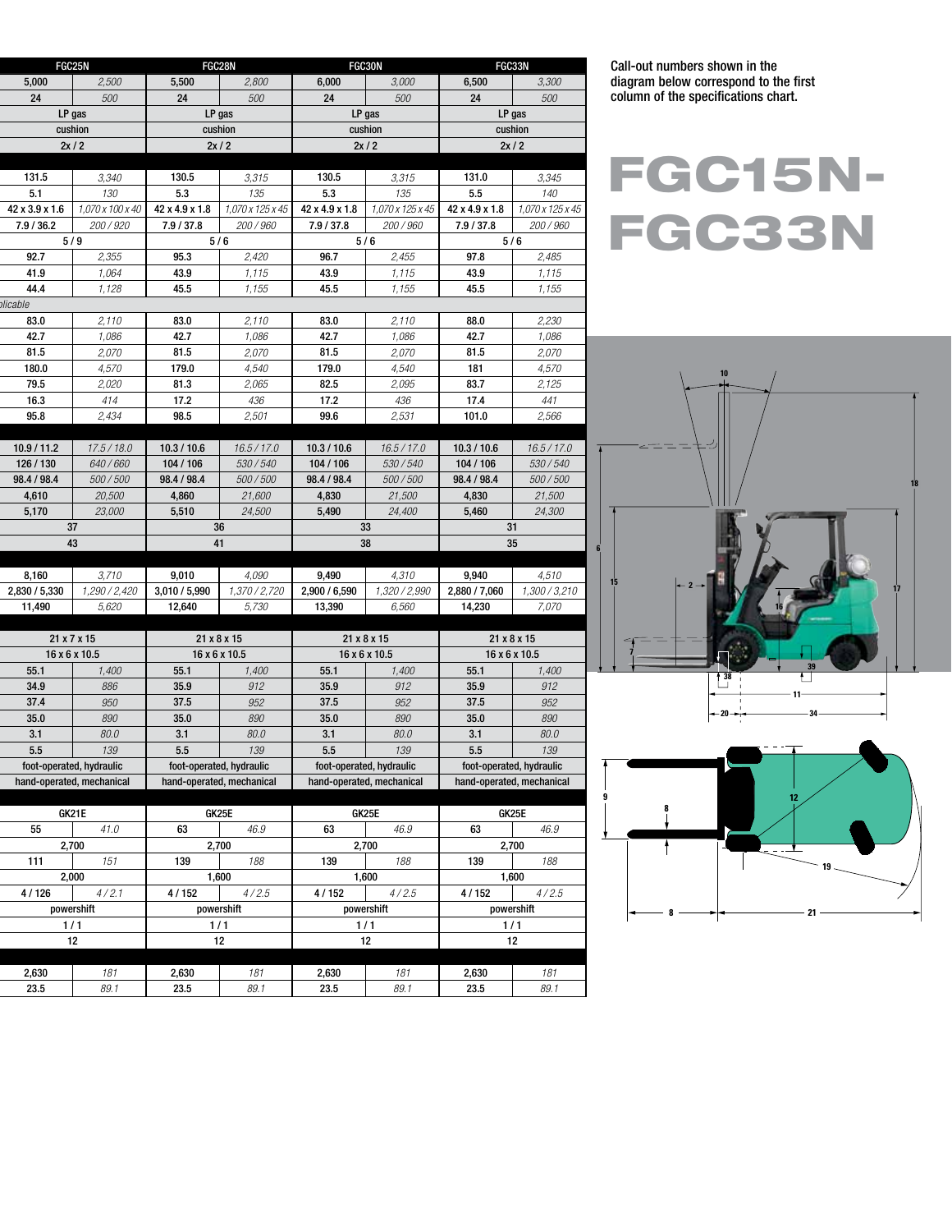| FGC25N | | FGC28N | | FGC30N | | FGC33N | |
|---|---|---|---|---|---|---|---|
| 5,000 | *2,500* | 5,500 | *2,800* | 6,000 | *3,000* | 6,500 | *3,300* |
| 24 | *500* | 24 | *500* | 24 | *500* | 24 | *500* |
| LP gas | | LP gas | | LP gas | | LP gas | |
| cushion | | cushion | | cushion | | cushion | |
| 2x / 2 | | 2x / 2 | | 2x / 2 | | 2x / 2 | |
| | | | | | | | |
| 131.5 | *3,340* | 130.5 | *3,315* | 130.5 | *3,315* | 131.0 | *3,345* |
| 5.1 | *130* | 5.3 | *135* | 5.3 | *135* | 5.5 | *140* |
| 42 x 3.9 x 1.6 | *1,070 x 100 x 40* | 42 x 4.9 x 1.8 | *1,070 x 125 x 45* | 42 x 4.9 x 1.8 | *1,070 x 125 x 45* | 42 x 4.9 x 1.8 | *1,070 x 125 x 45* |
| 7.9 / 36.2 | *200 / 920* | 7.9 / 37.8 | *200 / 960* | 7.9 / 37.8 | *200 / 960* | 7.9 / 37.8 | *200 / 960* |
| 5 / 9 | | 5 / 6 | | 5 / 6 | | 5 / 6 | |
| 92.7 | *2,355* | 95.3 | *2,420* | 96.7 | *2,455* | 97.8 | *2,485* |
| 41.9 | *1,064* | 43.9 | *1,115* | 43.9 | *1,115* | 43.9 | *1,115* |
| 44.4 | *1,128* | 45.5 | *1,155* | 45.5 | *1,155* | 45.5 | *1,155* |
| *plicable* | | | | | | | |
| 83.0 | *2,110* | 83.0 | *2,110* | 83.0 | *2,110* | 88.0 | *2,230* |
| 42.7 | *1,086* | 42.7 | *1,086* | 42.7 | *1,086* | 42.7 | *1,086* |
| 81.5 | *2,070* | 81.5 | *2,070* | 81.5 | *2,070* | 81.5 | *2,070* |
| 180.0 | *4,570* | 179.0 | *4,540* | 179.0 | *4,540* | 181 | *4,570* |
| 79.5 | *2,020* | 81.3 | *2,065* | 82.5 | *2,095* | 83.7 | *2,125* |
| 16.3 | *414* | 17.2 | *436* | 17.2 | *436* | 17.4 | *441* |
| 95.8 | *2,434* | 98.5 | *2,501* | 99.6 | *2,531* | 101.0 | *2,566* |
| | | | | | | | |
| 10.9 / 11.2 | *17.5 / 18.0* | 10.3 / 10.6 | *16.5 / 17.0* | 10.3 / 10.6 | *16.5 / 17.0* | 10.3 / 10.6 | *16.5 / 17.0* |
| 126 / 130 | *640 / 660* | 104 / 106 | *530 / 540* | 104 / 106 | *530 / 540* | 104 / 106 | *530 / 540* |
| 98.4 / 98.4 | *500 / 500* | 98.4 / 98.4 | *500 / 500* | 98.4 / 98.4 | *500 / 500* | 98.4 / 98.4 | *500 / 500* |
| 4,610 | *20,500* | 4,860 | *21,600* | 4,830 | *21,500* | 4,830 | *21,500* |
| 5,170 | *23,000* | 5,510 | *24,500* | 5,490 | *24,400* | 5,460 | *24,300* |
| 37 | | 36 | | 33 | | 31 | |
| 43 | | 41 | | 38 | | 35 | |
| | | | | | | | |
| 8,160 | *3,710* | 9,010 | *4,090* | 9,490 | *4,310* | 9,940 | *4,510* |
| 2,830 / 5,330 | *1,290 / 2,420* | 3,010 / 5,990 | *1,370 / 2,720* | 2,900 / 6,590 | *1,320 / 2,990* | 2,880 / 7,060 | *1,300 / 3,210* |
| 11,490 | *5,620* | 12,640 | *5,730* | 13,390 | *6,560* | 14,230 | *7,070* |
| | | | | | | | |
| 21 x 7 x 15 | | 21 x 8 x 15 | | 21 x 8 x 15 | | 21 x 8 x 15 | |
| 16 x 6 x 10.5 | | 16 x 6 x 10.5 | | 16 x 6 x 10.5 | | 16 x 6 x 10.5 | |
| 55.1 | *1,400* | 55.1 | *1,400* | 55.1 | *1,400* | 55.1 | *1,400* |
| 34.9 | *886* | 35.9 | *912* | 35.9 | *912* | 35.9 | *912* |
| 37.4 | *950* | 37.5 | *952* | 37.5 | *952* | 37.5 | *952* |
| 35.0 | *890* | 35.0 | *890* | 35.0 | *890* | 35.0 | *890* |
| 3.1 | *80.0* | 3.1 | *80.0* | 3.1 | *80.0* | 3.1 | *80.0* |
| 5.5 | *139* | 5.5 | *139* | 5.5 | *139* | 5.5 | *139* |
| foot-operated, hydraulic | | foot-operated, hydraulic | | foot-operated, hydraulic | | foot-operated, hydraulic | |
| hand-operated, mechanical | | hand-operated, mechanical | | hand-operated, mechanical | | hand-operated, mechanical | |
| | | | | | | | |
| GK21E | | GK25E | | GK25E | | GK25E | |
| 55 | *41.0* | 63 | *46.9* | 63 | *46.9* | 63 | *46.9* |
| 2,700 | | 2,700 | | 2,700 | | 2,700 | |
| 111 | *151* | 139 | *188* | 139 | *188* | 139 | *188* |
| 2,000 | | 1,600 | | 1,600 | | 1,600 | |
| 4 / 126 | *4 / 2.1* | 4 / 152 | *4 / 2.5* | 4 / 152 | *4 / 2.5* | 4 / 152 | *4 / 2.5* |
| powershift | | powershift | | powershift | | powershift | |
| 1 / 1 | | 1 / 1 | | 1 / 1 | | 1 / 1 | |
| 12 | | 12 | | 12 | | 12 | |
| | | | | | | | |
| 2,630 | *181* | 2,630 | *181* | 2,630 | *181* | 2,630 | *181* |
| 23.5 | *89.1* | 23.5 | *89.1* | 23.5 | *89.1* | 23.5 | *89.1* |

Call-out numbers shown in the diagram below correspond to the first column of the specifications chart.

# FGC15N-FGC33N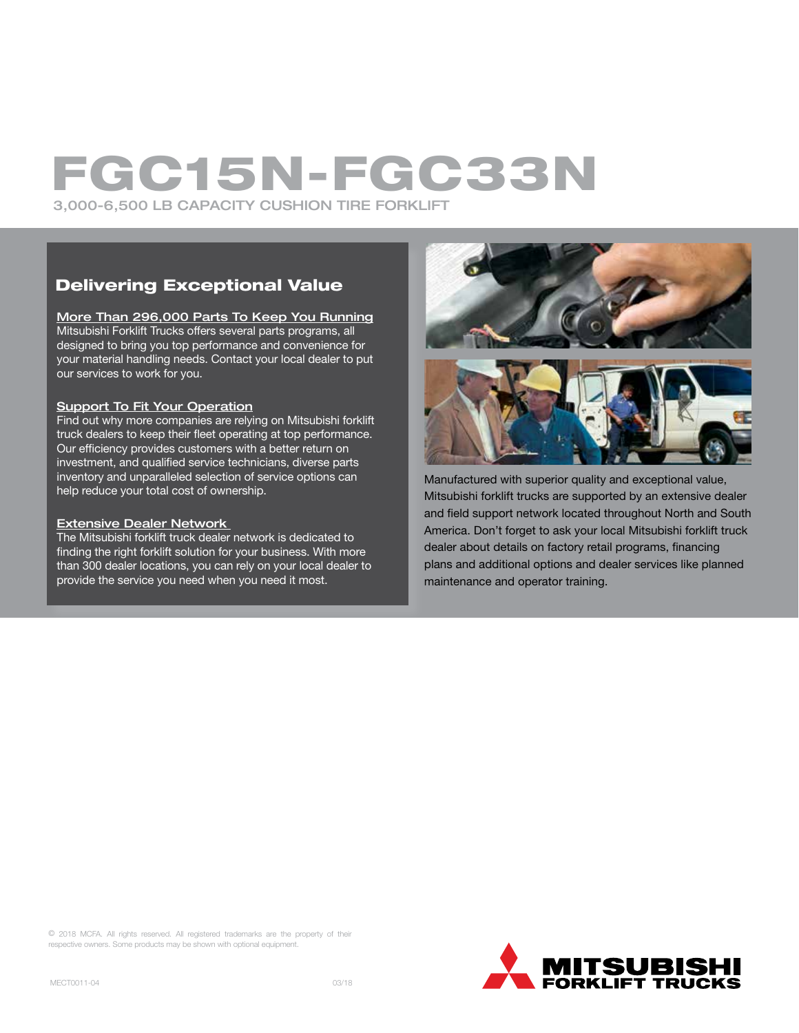# FGC15N-FGC33N

3,000-6,500 LB CAPACITY CUSHION TIRE FORKLIFT

## Delivering Exceptional Value

### More Than 296,000 Parts To Keep You Running

Mitsubishi Forklift Trucks offers several parts programs, all designed to bring you top performance and convenience for your material handling needs. Contact your local dealer to put our services to work for you.

### Support To Fit Your Operation

Find out why more companies are relying on Mitsubishi forklift truck dealers to keep their fleet operating at top performance. Our efficiency provides customers with a better return on investment, and qualified service technicians, diverse parts inventory and unparalleled selection of service options can help reduce your total cost of ownership.

### Extensive Dealer Network

The Mitsubishi forklift truck dealer network is dedicated to finding the right forklift solution for your business. With more than 300 dealer locations, you can rely on your local dealer to provide the service you need when you need it most.

Manufactured with superior quality and exceptional value, Mitsubishi forklift trucks are supported by an extensive dealer and field support network located throughout North and South America. Don't forget to ask your local Mitsubishi forklift truck dealer about details on factory retail programs, financing plans and additional options and dealer services like planned maintenance and operator training.

© 2018 MCFA. All rights reserved. All registered trademarks are the property of their respective owners. Some products may be shown with optional equipment.

MECT0011-04 03/18

MITSUBISHI FORKLIFT TRUCKS